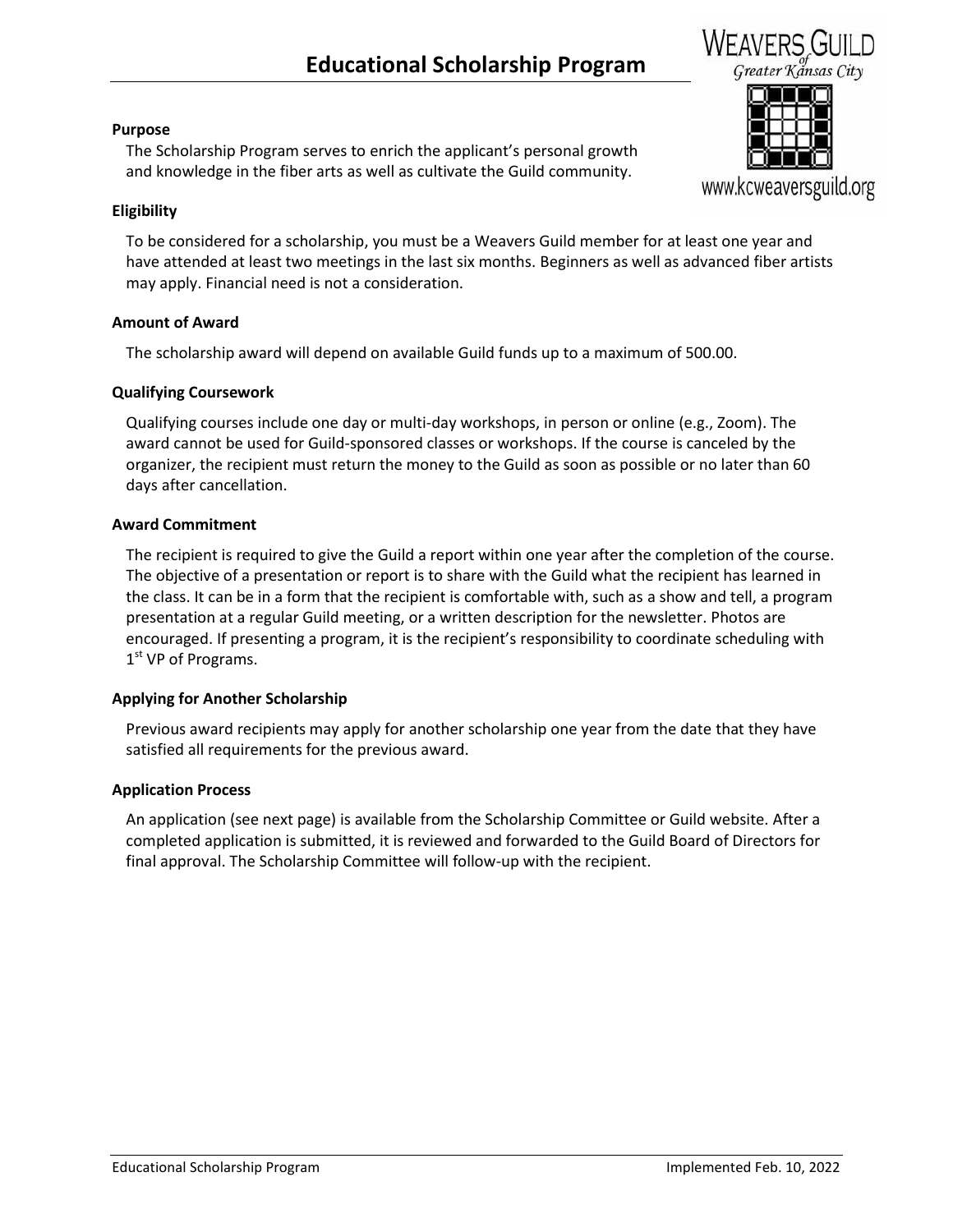# Educational Scholarship Program

WEAVERS GUILD of Greater Kansas City

www.kcweaversguild.org

**Purpose**

The Scholarship Program serves to enrich the applicant's personal growth and knowledge in the fiber arts as well as cultivate the Guild community.

**Eligibility**

To be considered for a scholarship, you must be a Weavers Guild member for at least one year and have attended at least two meetings in the last six months. Beginners as well as advanced fiber artists may apply. Financial need is not a consideration.

**Amount of Award**

The scholarship award will depend on available Guild funds up to a maximum of 500.00.

**Qualifying Coursework**

Qualifying courses include one day or multi-day workshops, in person or online (e.g., Zoom). The award cannot be used for Guild-sponsored classes or workshops. If the course is canceled by the organizer, the recipient must return the money to the Guild as soon as possible or no later than 60 days after cancellation.

**Award Commitment**

The recipient is required to give the Guild a report within one year after the completion of the course. The objective of a presentation or report is to share with the Guild what the recipient has learned in the class. It can be in a form that the recipient is comfortable with, such as a show and tell, a program presentation at a regular Guild meeting, or a written description for the newsletter. Photos are encouraged. If presenting a program, it is the recipient's responsibility to coordinate scheduling with 1st VP of Programs.

**Applying for Another Scholarship**

Previous award recipients may apply for another scholarship one year from the date that they have satisfied all requirements for the previous award.

**Application Process**

An application (see next page) is available from the Scholarship Committee or Guild website. After a completed application is submitted, it is reviewed and forwarded to the Guild Board of Directors for final approval. The Scholarship Committee will follow-up with the recipient.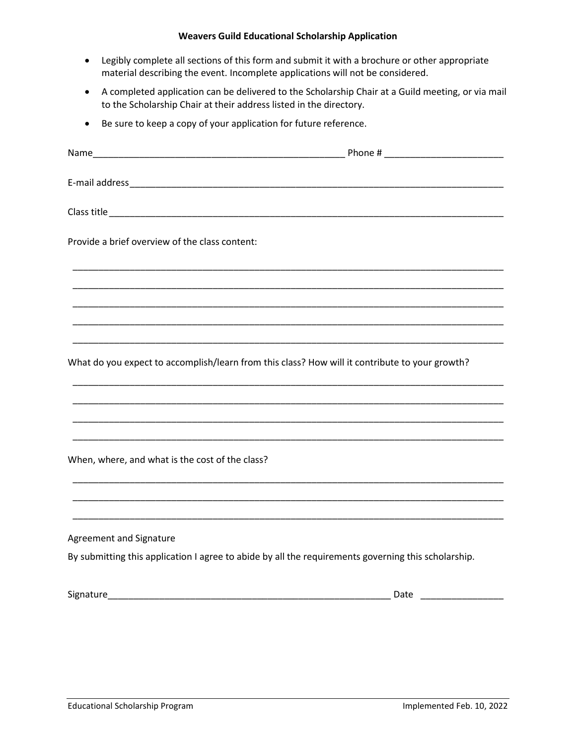**Weavers Guild Educational Scholarship Application**

- Legibly complete all sections of this form and submit it with a brochure or other appropriate material describing the event. Incomplete applications will not be considered.
- A completed application can be delivered to the Scholarship Chair at a Guild meeting, or via mail to the Scholarship Chair at their address listed in the directory.
- Be sure to keep a copy of your application for future reference.

Name__________________________________________________ Phone # _______________________

E-mail address___________________________________________________________________________

Class title______________________________________________________________________________

Provide a brief overview of the class content:

_____________________________________________________________________________________

_____________________________________________________________________________________

_____________________________________________________________________________________

_____________________________________________________________________________________

_____________________________________________________________________________________

What do you expect to accomplish/learn from this class? How will it contribute to your growth?

_____________________________________________________________________________________

_____________________________________________________________________________________

_____________________________________________________________________________________

_____________________________________________________________________________________

When, where, and what is the cost of the class?

_____________________________________________________________________________________

_____________________________________________________________________________________

_____________________________________________________________________________________

Agreement and Signature

By submitting this application I agree to abide by all the requirements governing this scholarship.

Signature________________________________________________________ Date ________________